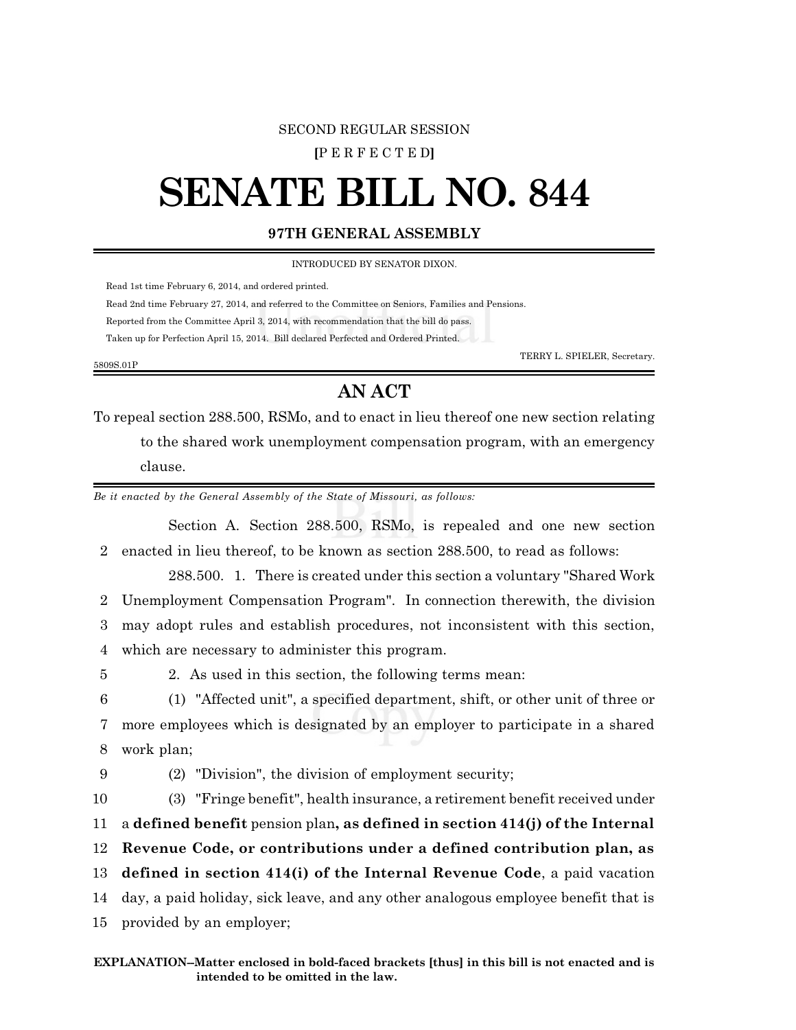SECOND REGULAR SESSION

**[**P E R F E C T E D**]**

# SENATE BILL NO. 844

## 97TH GENERAL ASSEMBLY

INTRODUCED BY SENATOR DIXON.

Read 1st time February 6, 2014, and ordered printed.

Read 2nd time February 27, 2014, and referred to the Committee on Seniors, Families and Pensions.

Reported from the Committee April 3, 2014, with recommendation that the bill do pass.

Taken up for Perfection April 15, 2014. Bill declared Perfected and Ordered Printed.

TERRY L. SPIELER, Secretary.

5809S.01P

## AN ACT

To repeal section 288.500, RSMo, and to enact in lieu thereof one new section relating to the shared work unemployment compensation program, with an emergency clause.

*Be it enacted by the General Assembly of the State of Missouri, as follows:*

Section A. Section 288.500, RSMo, is repealed and one new section enacted in lieu thereof, to be known as section 288.500, to read as follows:

288.500. 1. There is created under this section a voluntary "Shared Work Unemployment Compensation Program". In connection therewith, the division may adopt rules and establish procedures, not inconsistent with this section, which are necessary to administer this program.

2. As used in this section, the following terms mean:

(1) "Affected unit", a specified department, shift, or other unit of three or more employees which is designated by an employer to participate in a shared work plan;

(2) "Division", the division of employment security;

(3) "Fringe benefit", health insurance, a retirement benefit received under a **defined benefit** pension plan**, as defined in section 414(j) of the Internal Revenue Code, or contributions under a defined contribution plan, as defined in section 414(i) of the Internal Revenue Code**, a paid vacation day, a paid holiday, sick leave, and any other analogous employee benefit that is provided by an employer;

**EXPLANATION–Matter enclosed in bold-faced brackets [thus] in this bill is not enacted and is intended to be omitted in the law.**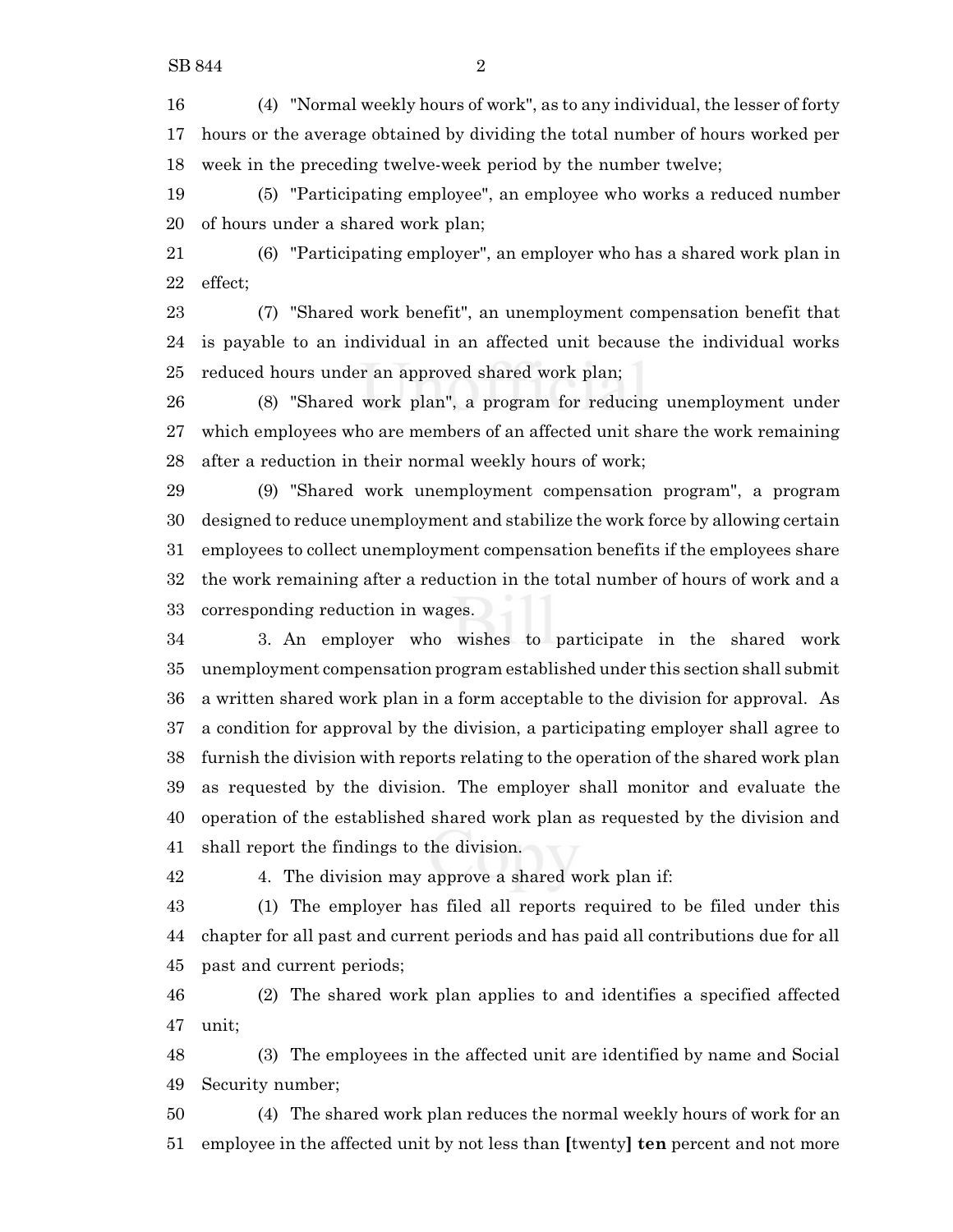(4) "Normal weekly hours of work", as to any individual, the lesser of forty hours or the average obtained by dividing the total number of hours worked per week in the preceding twelve-week period by the number twelve;

(5) "Participating employee", an employee who works a reduced number of hours under a shared work plan;

(6) "Participating employer", an employer who has a shared work plan in effect;

(7) "Shared work benefit", an unemployment compensation benefit that is payable to an individual in an affected unit because the individual works reduced hours under an approved shared work plan;

(8) "Shared work plan", a program for reducing unemployment under which employees who are members of an affected unit share the work remaining after a reduction in their normal weekly hours of work;

(9) "Shared work unemployment compensation program", a program designed to reduce unemployment and stabilize the work force by allowing certain employees to collect unemployment compensation benefits if the employees share the work remaining after a reduction in the total number of hours of work and a corresponding reduction in wages.

3. An employer who wishes to participate in the shared work unemployment compensation program established under this section shall submit a written shared work plan in a form acceptable to the division for approval. As a condition for approval by the division, a participating employer shall agree to furnish the division with reports relating to the operation of the shared work plan as requested by the division. The employer shall monitor and evaluate the operation of the established shared work plan as requested by the division and shall report the findings to the division.

4. The division may approve a shared work plan if:

(1) The employer has filed all reports required to be filed under this chapter for all past and current periods and has paid all contributions due for all past and current periods;

(2) The shared work plan applies to and identifies a specified affected unit;

(3) The employees in the affected unit are identified by name and Social Security number;

(4) The shared work plan reduces the normal weekly hours of work for an employee in the affected unit by not less than **[**twenty**]** **ten** percent and not more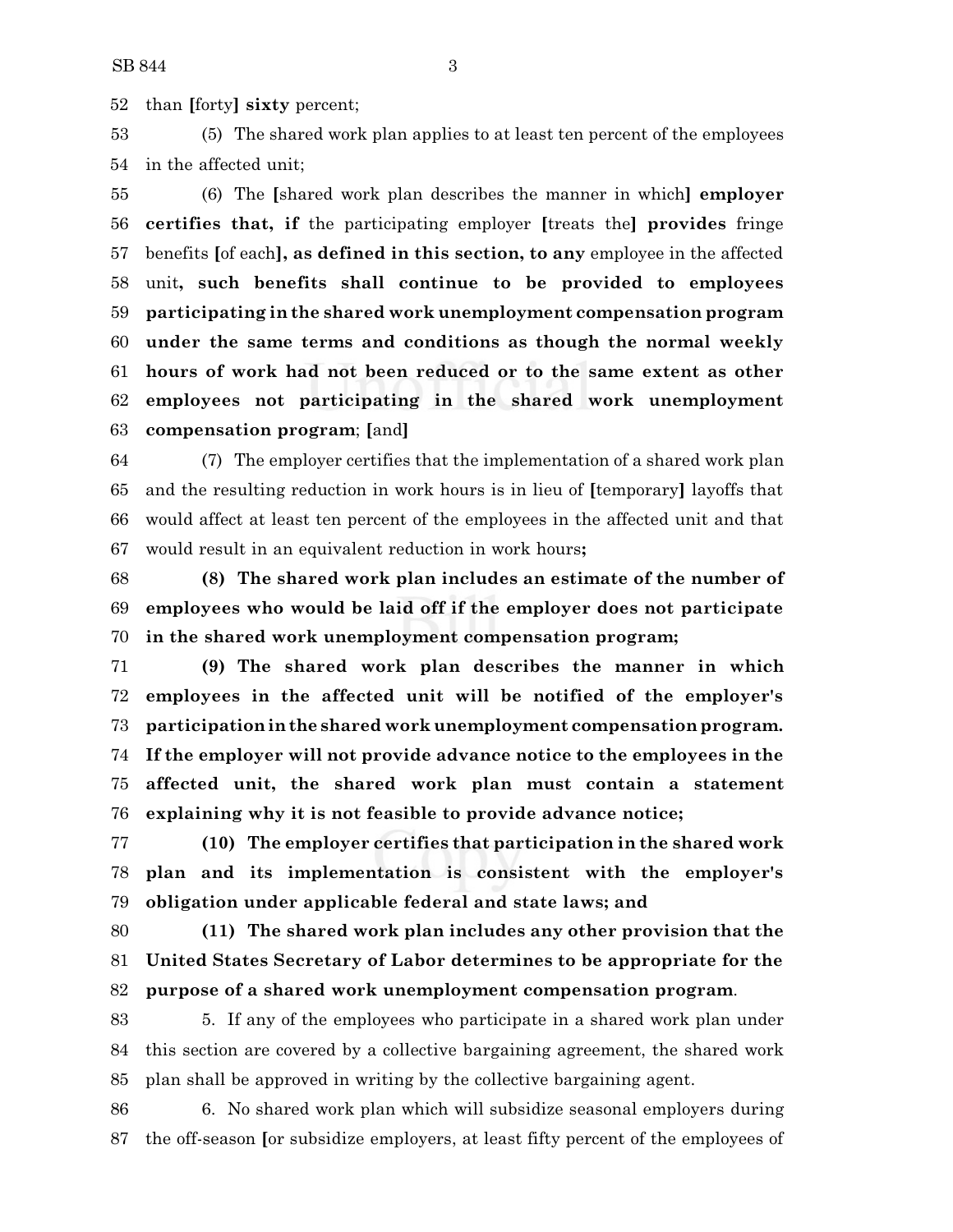than [forty] **sixty** percent;

(5) The shared work plan applies to at least ten percent of the employees in the affected unit;

(6) The [shared work plan describes the manner in which] **employer certifies that, if** the participating employer [treats the] **provides** fringe benefits [of each]**, as defined in this section, to any** employee in the affected unit**, such benefits shall continue to be provided to employees participating in the shared work unemployment compensation program under the same terms and conditions as though the normal weekly hours of work had not been reduced or to the same extent as other employees not participating in the shared work unemployment compensation program**; [and]

(7) The employer certifies that the implementation of a shared work plan and the resulting reduction in work hours is in lieu of [temporary] layoffs that would affect at least ten percent of the employees in the affected unit and that would result in an equivalent reduction in work hours**;**

**(8) The shared work plan includes an estimate of the number of employees who would be laid off if the employer does not participate in the shared work unemployment compensation program;**

**(9) The shared work plan describes the manner in which employees in the affected unit will be notified of the employer's participation in the shared work unemployment compensation program. If the employer will not provide advance notice to the employees in the affected unit, the shared work plan must contain a statement explaining why it is not feasible to provide advance notice;**

**(10) The employer certifies that participation in the shared work plan and its implementation is consistent with the employer's obligation under applicable federal and state laws; and**

**(11) The shared work plan includes any other provision that the United States Secretary of Labor determines to be appropriate for the purpose of a shared work unemployment compensation program**.

5. If any of the employees who participate in a shared work plan under this section are covered by a collective bargaining agreement, the shared work plan shall be approved in writing by the collective bargaining agent.

6. No shared work plan which will subsidize seasonal employers during the off-season [or subsidize employers, at least fifty percent of the employees of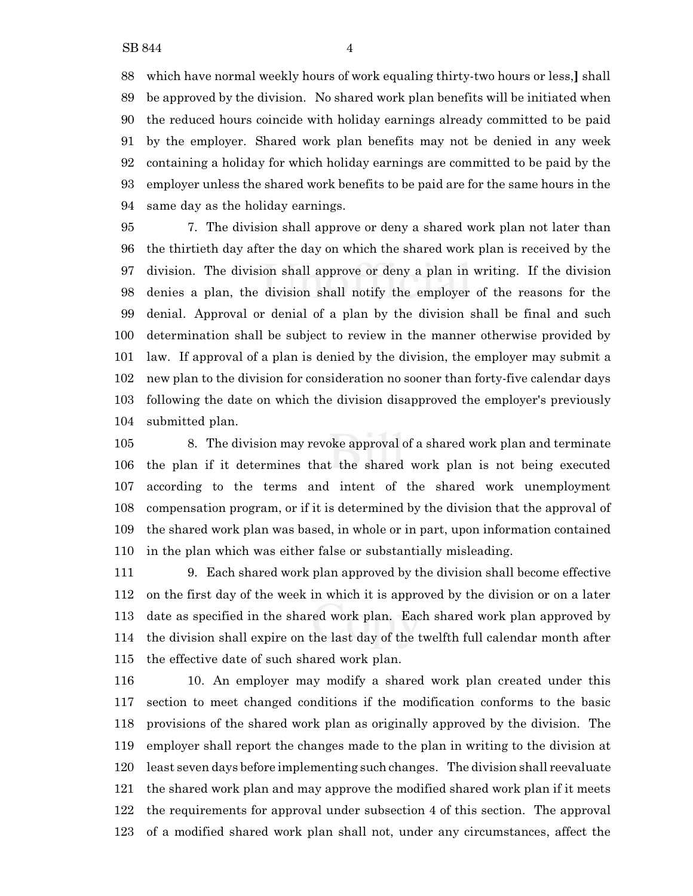which have normal weekly hours of work equaling thirty-two hours or less,] shall be approved by the division. No shared work plan benefits will be initiated when the reduced hours coincide with holiday earnings already committed to be paid by the employer. Shared work plan benefits may not be denied in any week containing a holiday for which holiday earnings are committed to be paid by the employer unless the shared work benefits to be paid are for the same hours in the same day as the holiday earnings.

7. The division shall approve or deny a shared work plan not later than the thirtieth day after the day on which the shared work plan is received by the division. The division shall approve or deny a plan in writing. If the division denies a plan, the division shall notify the employer of the reasons for the denial. Approval or denial of a plan by the division shall be final and such determination shall be subject to review in the manner otherwise provided by law. If approval of a plan is denied by the division, the employer may submit a new plan to the division for consideration no sooner than forty-five calendar days following the date on which the division disapproved the employer's previously submitted plan.

8. The division may revoke approval of a shared work plan and terminate the plan if it determines that the shared work plan is not being executed according to the terms and intent of the shared work unemployment compensation program, or if it is determined by the division that the approval of the shared work plan was based, in whole or in part, upon information contained in the plan which was either false or substantially misleading.

9. Each shared work plan approved by the division shall become effective on the first day of the week in which it is approved by the division or on a later date as specified in the shared work plan. Each shared work plan approved by the division shall expire on the last day of the twelfth full calendar month after the effective date of such shared work plan.

10. An employer may modify a shared work plan created under this section to meet changed conditions if the modification conforms to the basic provisions of the shared work plan as originally approved by the division. The employer shall report the changes made to the plan in writing to the division at least seven days before implementing such changes. The division shall reevaluate the shared work plan and may approve the modified shared work plan if it meets the requirements for approval under subsection 4 of this section. The approval of a modified shared work plan shall not, under any circumstances, affect the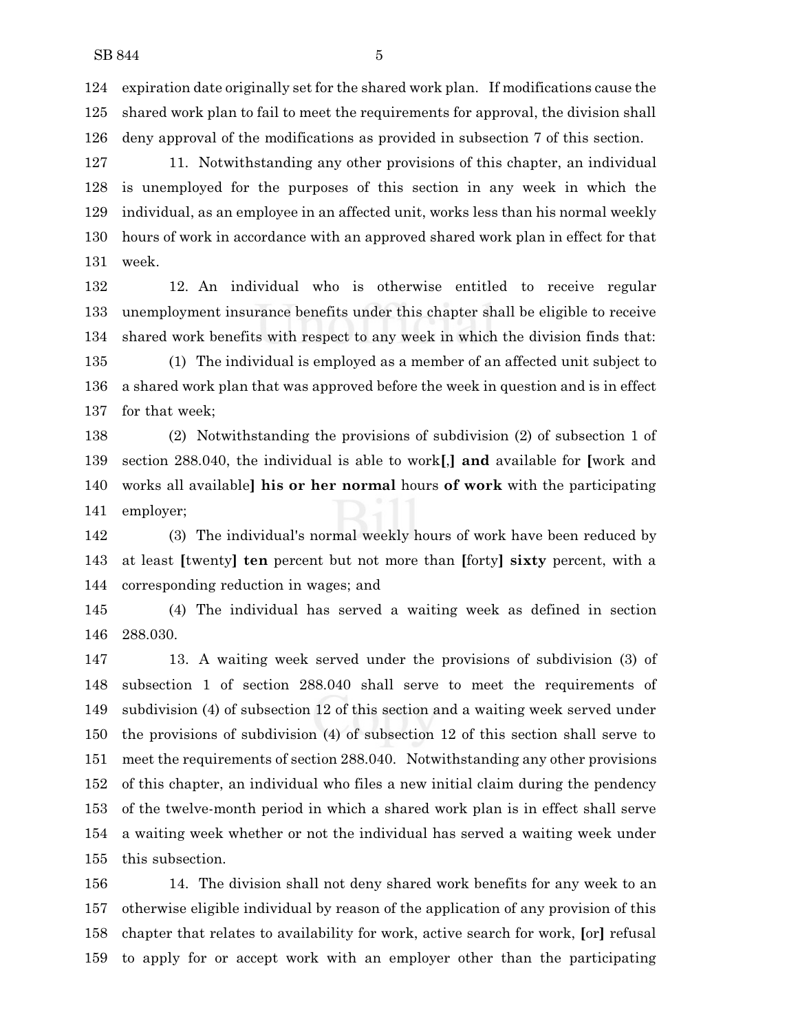expiration date originally set for the shared work plan. If modifications cause the shared work plan to fail to meet the requirements for approval, the division shall deny approval of the modifications as provided in subsection 7 of this section.

11. Notwithstanding any other provisions of this chapter, an individual is unemployed for the purposes of this section in any week in which the individual, as an employee in an affected unit, works less than his normal weekly hours of work in accordance with an approved shared work plan in effect for that week.

12. An individual who is otherwise entitled to receive regular unemployment insurance benefits under this chapter shall be eligible to receive shared work benefits with respect to any week in which the division finds that:

(1) The individual is employed as a member of an affected unit subject to a shared work plan that was approved before the week in question and is in effect for that week;

(2) Notwithstanding the provisions of subdivision (2) of subsection 1 of section 288.040, the individual is able to work**[**,**] and** available for **[**work and works all available**] his or her normal** hours **of work** with the participating employer;

(3) The individual's normal weekly hours of work have been reduced by at least **[**twenty**] ten** percent but not more than **[**forty**] sixty** percent, with a corresponding reduction in wages; and

(4) The individual has served a waiting week as defined in section 288.030.

13. A waiting week served under the provisions of subdivision (3) of subsection 1 of section 288.040 shall serve to meet the requirements of subdivision (4) of subsection 12 of this section and a waiting week served under the provisions of subdivision (4) of subsection 12 of this section shall serve to meet the requirements of section 288.040. Notwithstanding any other provisions of this chapter, an individual who files a new initial claim during the pendency of the twelve-month period in which a shared work plan is in effect shall serve a waiting week whether or not the individual has served a waiting week under this subsection.

14. The division shall not deny shared work benefits for any week to an otherwise eligible individual by reason of the application of any provision of this chapter that relates to availability for work, active search for work, **[**or**]** refusal to apply for or accept work with an employer other than the participating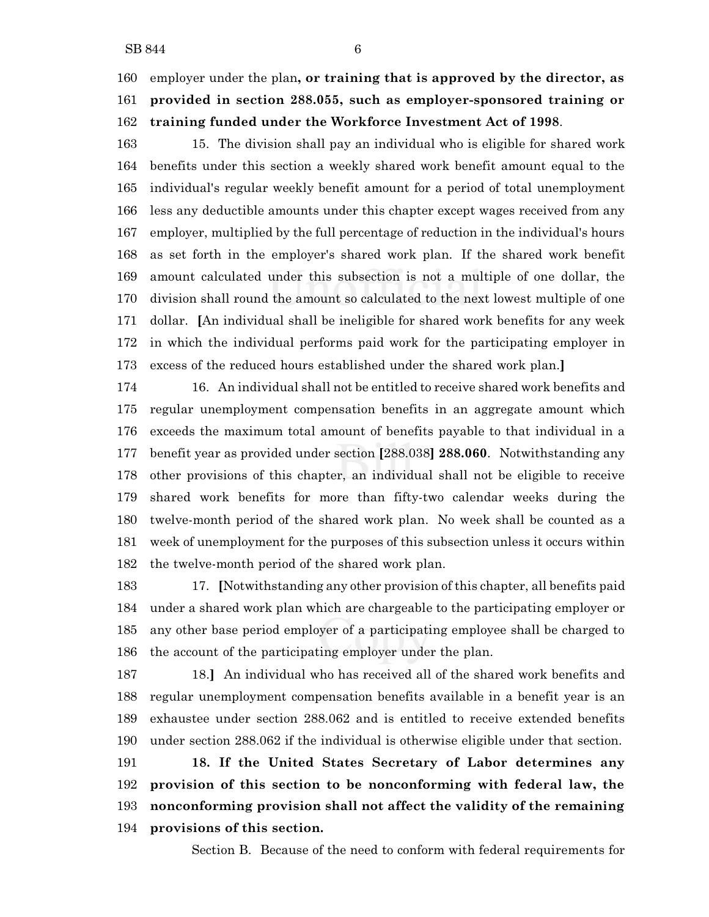employer under the plan**, or training that is approved by the director, as provided in section 288.055, such as employer-sponsored training or training funded under the Workforce Investment Act of 1998**.

15. The division shall pay an individual who is eligible for shared work benefits under this section a weekly shared work benefit amount equal to the individual's regular weekly benefit amount for a period of total unemployment less any deductible amounts under this chapter except wages received from any employer, multiplied by the full percentage of reduction in the individual's hours as set forth in the employer's shared work plan. If the shared work benefit amount calculated under this subsection is not a multiple of one dollar, the division shall round the amount so calculated to the next lowest multiple of one dollar. **[**An individual shall be ineligible for shared work benefits for any week in which the individual performs paid work for the participating employer in excess of the reduced hours established under the shared work plan.**]**

16. An individual shall not be entitled to receive shared work benefits and regular unemployment compensation benefits in an aggregate amount which exceeds the maximum total amount of benefits payable to that individual in a benefit year as provided under section **[**288.038**] 288.060**. Notwithstanding any other provisions of this chapter, an individual shall not be eligible to receive shared work benefits for more than fifty-two calendar weeks during the twelve-month period of the shared work plan. No week shall be counted as a week of unemployment for the purposes of this subsection unless it occurs within the twelve-month period of the shared work plan.

17. **[**Notwithstanding any other provision of this chapter, all benefits paid under a shared work plan which are chargeable to the participating employer or any other base period employer of a participating employee shall be charged to the account of the participating employer under the plan.

18.**]** An individual who has received all of the shared work benefits and regular unemployment compensation benefits available in a benefit year is an exhaustee under section 288.062 and is entitled to receive extended benefits under section 288.062 if the individual is otherwise eligible under that section.

**18. If the United States Secretary of Labor determines any provision of this section to be nonconforming with federal law, the nonconforming provision shall not affect the validity of the remaining provisions of this section.**

Section B. Because of the need to conform with federal requirements for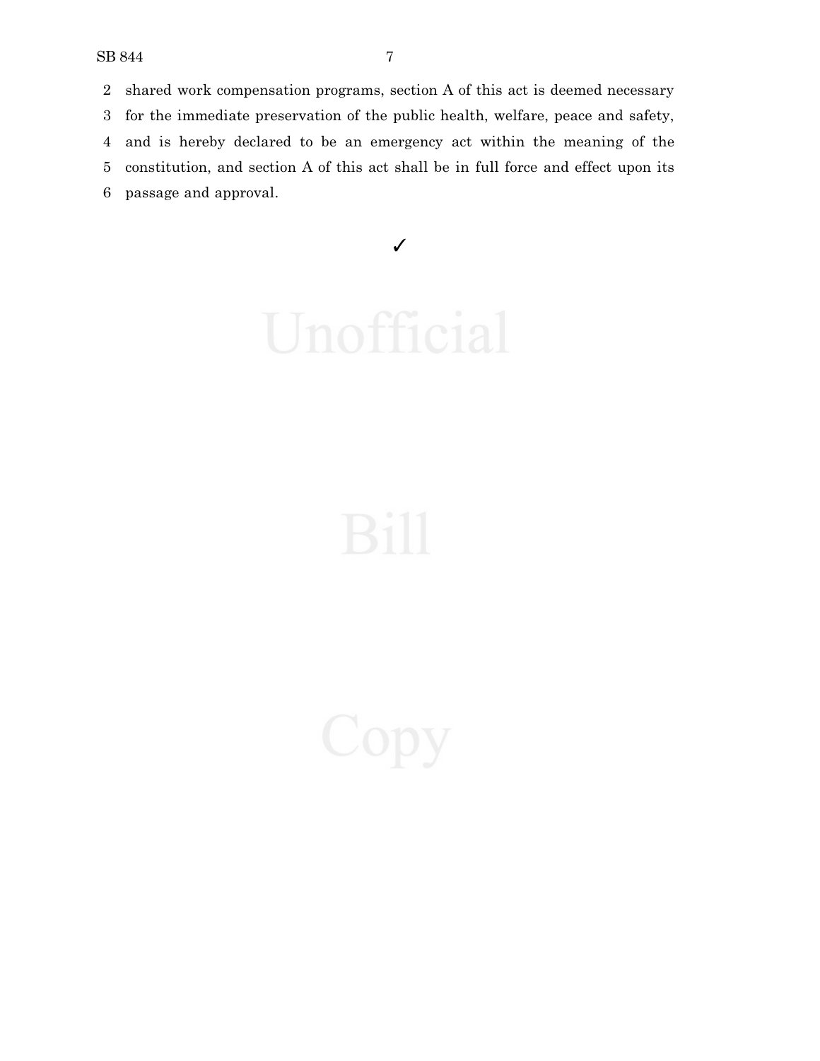shared work compensation programs, section A of this act is deemed necessary for the immediate preservation of the public health, welfare, peace and safety, and is hereby declared to be an emergency act within the meaning of the constitution, and section A of this act shall be in full force and effect upon its passage and approval.

✓